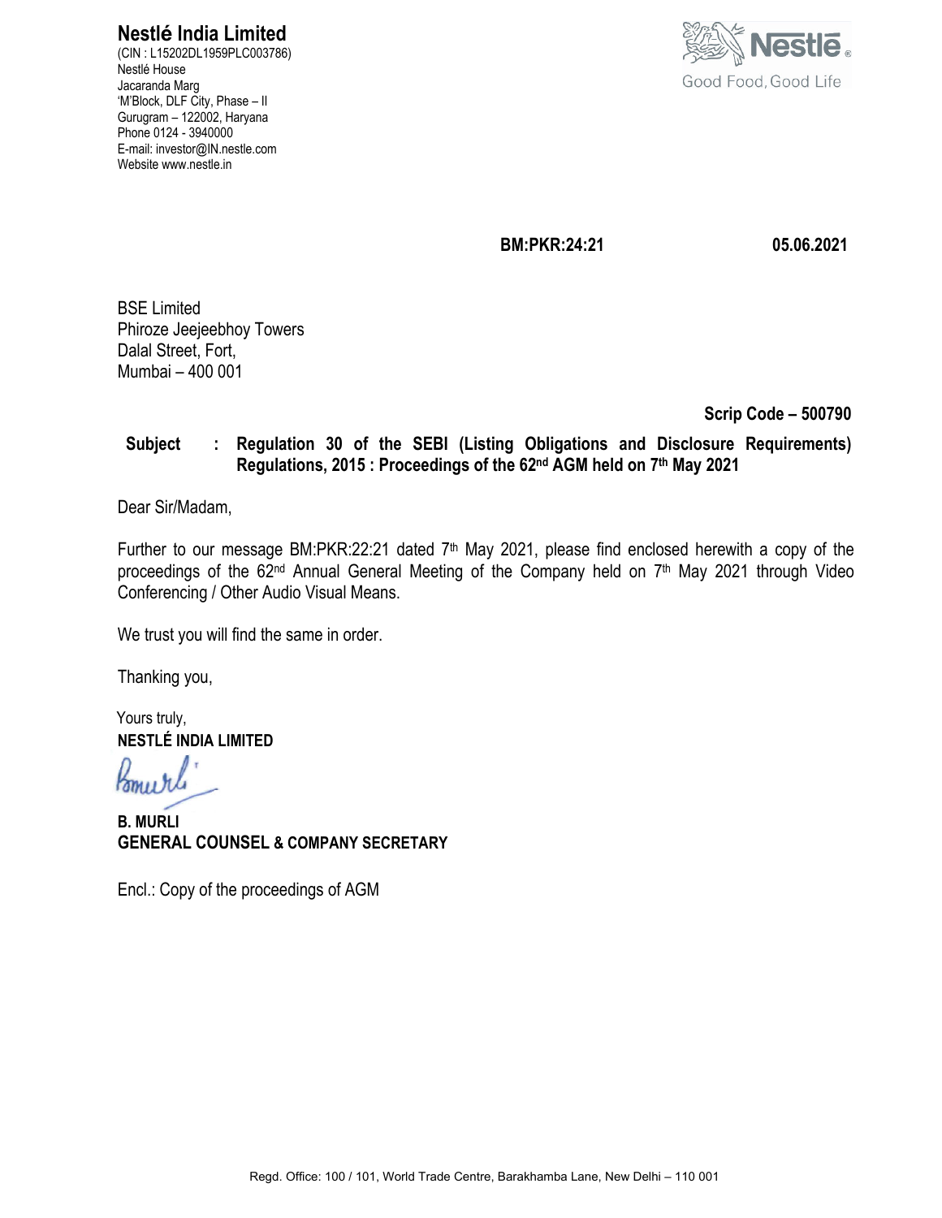**Nestlé India Limited**
(CIN : L15202DL1959PLC003786)
Nestlé House
Jacaranda Marg
'M'Block, DLF City, Phase – II
Gurugram – 122002, Haryana
Phone 0124 - 3940000
E-mail: investor@IN.nestle.com
Website www.nestle.in

Nestlé
Good Food, Good Life

**BM:PKR:24:21** **05.06.2021**

BSE Limited
Phiroze Jeejeebhoy Towers
Dalal Street, Fort,
Mumbai – 400 001

**Scrip Code – 500790**

**Subject : Regulation 30 of the SEBI (Listing Obligations and Disclosure Requirements) Regulations, 2015 : Proceedings of the 62nd AGM held on 7th May 2021**

Dear Sir/Madam,

Further to our message BM:PKR:22:21 dated 7th May 2021, please find enclosed herewith a copy of the proceedings of the 62nd Annual General Meeting of the Company held on 7th May 2021 through Video Conferencing / Other Audio Visual Means.

We trust you will find the same in order.

Thanking you,

Yours truly,
**NESTLÉ INDIA LIMITED**

**B. MURLI**
**GENERAL COUNSEL & COMPANY SECRETARY**

Encl.: Copy of the proceedings of AGM

Regd. Office: 100 / 101, World Trade Centre, Barakhamba Lane, New Delhi – 110 001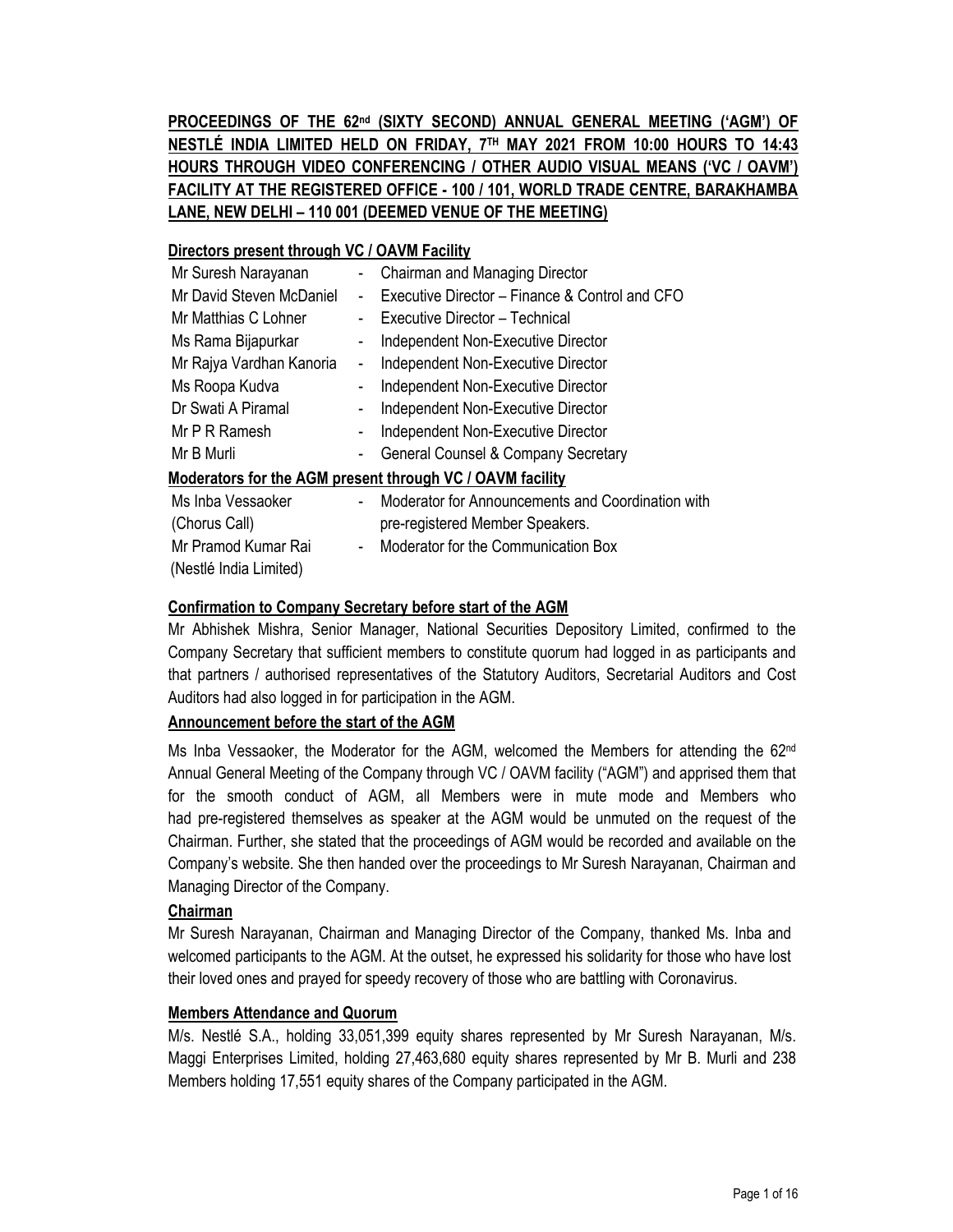# PROCEEDINGS OF THE 62nd (SIXTY SECOND) ANNUAL GENERAL MEETING ('AGM') OF NESTLÉ INDIA LIMITED HELD ON FRIDAY, 7TH MAY 2021 FROM 10:00 HOURS TO 14:43 HOURS THROUGH VIDEO CONFERENCING / OTHER AUDIO VISUAL MEANS ('VC / OAVM') FACILITY AT THE REGISTERED OFFICE - 100 / 101, WORLD TRADE CENTRE, BARAKHAMBA LANE, NEW DELHI – 110 001 (DEEMED VENUE OF THE MEETING)

## Directors present through VC / OAVM Facility

| | | |
|---|---|---|
| Mr Suresh Narayanan | - | Chairman and Managing Director |
| Mr David Steven McDaniel | - | Executive Director – Finance & Control and CFO |
| Mr Matthias C Lohner | - | Executive Director – Technical |
| Ms Rama Bijapurkar | - | Independent Non-Executive Director |
| Mr Rajya Vardhan Kanoria | - | Independent Non-Executive Director |
| Ms Roopa Kudva | - | Independent Non-Executive Director |
| Dr Swati A Piramal | - | Independent Non-Executive Director |
| Mr P R Ramesh | - | Independent Non-Executive Director |
| Mr B Murli | - | General Counsel & Company Secretary |

## Moderators for the AGM present through VC / OAVM facility

| | | |
|---|---|---|
| Ms Inba Vessaoker (Chorus Call) | - | Moderator for Announcements and Coordination with pre-registered Member Speakers. |
| Mr Pramod Kumar Rai (Nestlé India Limited) | - | Moderator for the Communication Box |

## Confirmation to Company Secretary before start of the AGM

Mr Abhishek Mishra, Senior Manager, National Securities Depository Limited, confirmed to the Company Secretary that sufficient members to constitute quorum had logged in as participants and that partners / authorised representatives of the Statutory Auditors, Secretarial Auditors and Cost Auditors had also logged in for participation in the AGM.

## Announcement before the start of the AGM

Ms Inba Vessaoker, the Moderator for the AGM, welcomed the Members for attending the 62nd Annual General Meeting of the Company through VC / OAVM facility ("AGM") and apprised them that for the smooth conduct of AGM, all Members were in mute mode and Members who had pre-registered themselves as speaker at the AGM would be unmuted on the request of the Chairman. Further, she stated that the proceedings of AGM would be recorded and available on the Company's website. She then handed over the proceedings to Mr Suresh Narayanan, Chairman and Managing Director of the Company.

## Chairman

Mr Suresh Narayanan, Chairman and Managing Director of the Company, thanked Ms. Inba and welcomed participants to the AGM. At the outset, he expressed his solidarity for those who have lost their loved ones and prayed for speedy recovery of those who are battling with Coronavirus.

## Members Attendance and Quorum

M/s. Nestlé S.A., holding 33,051,399 equity shares represented by Mr Suresh Narayanan, M/s. Maggi Enterprises Limited, holding 27,463,680 equity shares represented by Mr B. Murli and 238 Members holding 17,551 equity shares of the Company participated in the AGM.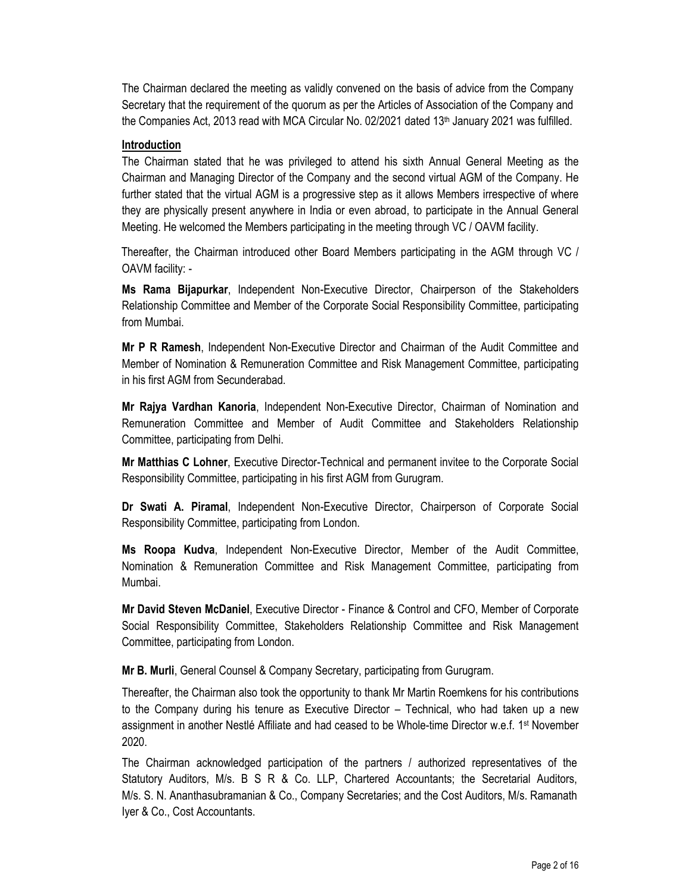The Chairman declared the meeting as validly convened on the basis of advice from the Company Secretary that the requirement of the quorum as per the Articles of Association of the Company and the Companies Act, 2013 read with MCA Circular No. 02/2021 dated 13th January 2021 was fulfilled.

**Introduction**

The Chairman stated that he was privileged to attend his sixth Annual General Meeting as the Chairman and Managing Director of the Company and the second virtual AGM of the Company. He further stated that the virtual AGM is a progressive step as it allows Members irrespective of where they are physically present anywhere in India or even abroad, to participate in the Annual General Meeting. He welcomed the Members participating in the meeting through VC / OAVM facility.

Thereafter, the Chairman introduced other Board Members participating in the AGM through VC / OAVM facility: -

**Ms Rama Bijapurkar**, Independent Non-Executive Director, Chairperson of the Stakeholders Relationship Committee and Member of the Corporate Social Responsibility Committee, participating from Mumbai.

**Mr P R Ramesh**, Independent Non-Executive Director and Chairman of the Audit Committee and Member of Nomination & Remuneration Committee and Risk Management Committee, participating in his first AGM from Secunderabad.

**Mr Rajya Vardhan Kanoria**, Independent Non-Executive Director, Chairman of Nomination and Remuneration Committee and Member of Audit Committee and Stakeholders Relationship Committee, participating from Delhi.

**Mr Matthias C Lohner**, Executive Director-Technical and permanent invitee to the Corporate Social Responsibility Committee, participating in his first AGM from Gurugram.

**Dr Swati A. Piramal**, Independent Non-Executive Director, Chairperson of Corporate Social Responsibility Committee, participating from London.

**Ms Roopa Kudva**, Independent Non-Executive Director, Member of the Audit Committee, Nomination & Remuneration Committee and Risk Management Committee, participating from Mumbai.

**Mr David Steven McDaniel**, Executive Director - Finance & Control and CFO, Member of Corporate Social Responsibility Committee, Stakeholders Relationship Committee and Risk Management Committee, participating from London.

**Mr B. Murli**, General Counsel & Company Secretary, participating from Gurugram.

Thereafter, the Chairman also took the opportunity to thank Mr Martin Roemkens for his contributions to the Company during his tenure as Executive Director – Technical, who had taken up a new assignment in another Nestlé Affiliate and had ceased to be Whole-time Director w.e.f. 1st November 2020.

The Chairman acknowledged participation of the partners / authorized representatives of the Statutory Auditors, M/s. B S R & Co. LLP, Chartered Accountants; the Secretarial Auditors, M/s. S. N. Ananthasubramanian & Co., Company Secretaries; and the Cost Auditors, M/s. Ramanath Iyer & Co., Cost Accountants.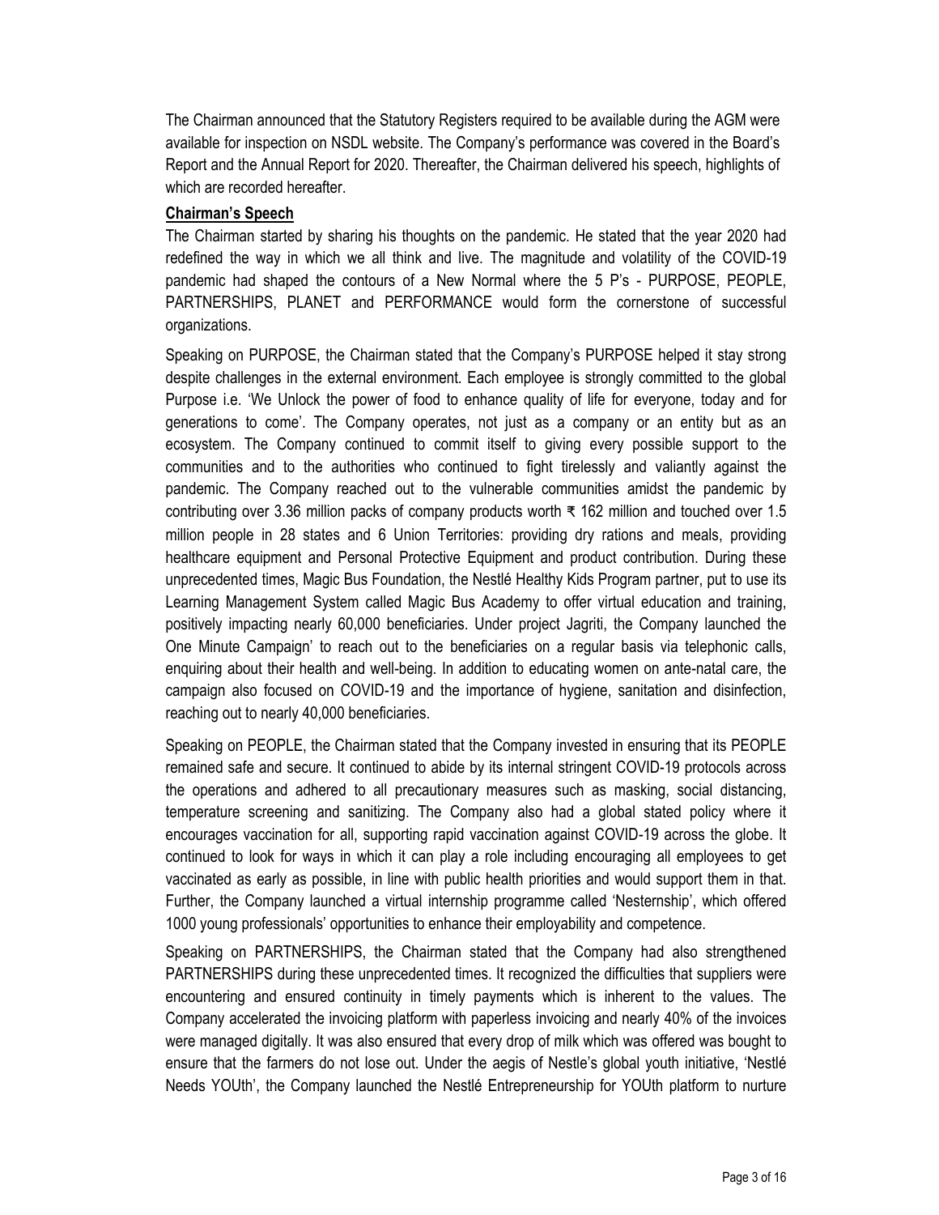The Chairman announced that the Statutory Registers required to be available during the AGM were available for inspection on NSDL website. The Company's performance was covered in the Board's Report and the Annual Report for 2020. Thereafter, the Chairman delivered his speech, highlights of which are recorded hereafter.

**Chairman's Speech**

The Chairman started by sharing his thoughts on the pandemic. He stated that the year 2020 had redefined the way in which we all think and live. The magnitude and volatility of the COVID-19 pandemic had shaped the contours of a New Normal where the 5 P's - PURPOSE, PEOPLE, PARTNERSHIPS, PLANET and PERFORMANCE would form the cornerstone of successful organizations.

Speaking on PURPOSE, the Chairman stated that the Company's PURPOSE helped it stay strong despite challenges in the external environment. Each employee is strongly committed to the global Purpose i.e. 'We Unlock the power of food to enhance quality of life for everyone, today and for generations to come'. The Company operates, not just as a company or an entity but as an ecosystem. The Company continued to commit itself to giving every possible support to the communities and to the authorities who continued to fight tirelessly and valiantly against the pandemic. The Company reached out to the vulnerable communities amidst the pandemic by contributing over 3.36 million packs of company products worth ₹ 162 million and touched over 1.5 million people in 28 states and 6 Union Territories: providing dry rations and meals, providing healthcare equipment and Personal Protective Equipment and product contribution. During these unprecedented times, Magic Bus Foundation, the Nestlé Healthy Kids Program partner, put to use its Learning Management System called Magic Bus Academy to offer virtual education and training, positively impacting nearly 60,000 beneficiaries. Under project Jagriti, the Company launched the One Minute Campaign' to reach out to the beneficiaries on a regular basis via telephonic calls, enquiring about their health and well-being. In addition to educating women on ante-natal care, the campaign also focused on COVID-19 and the importance of hygiene, sanitation and disinfection, reaching out to nearly 40,000 beneficiaries.

Speaking on PEOPLE, the Chairman stated that the Company invested in ensuring that its PEOPLE remained safe and secure. It continued to abide by its internal stringent COVID-19 protocols across the operations and adhered to all precautionary measures such as masking, social distancing, temperature screening and sanitizing. The Company also had a global stated policy where it encourages vaccination for all, supporting rapid vaccination against COVID-19 across the globe. It continued to look for ways in which it can play a role including encouraging all employees to get vaccinated as early as possible, in line with public health priorities and would support them in that. Further, the Company launched a virtual internship programme called 'Nesternship', which offered 1000 young professionals' opportunities to enhance their employability and competence.

Speaking on PARTNERSHIPS, the Chairman stated that the Company had also strengthened PARTNERSHIPS during these unprecedented times. It recognized the difficulties that suppliers were encountering and ensured continuity in timely payments which is inherent to the values. The Company accelerated the invoicing platform with paperless invoicing and nearly 40% of the invoices were managed digitally. It was also ensured that every drop of milk which was offered was bought to ensure that the farmers do not lose out. Under the aegis of Nestle's global youth initiative, 'Nestlé Needs YOUth', the Company launched the Nestlé Entrepreneurship for YOUth platform to nurture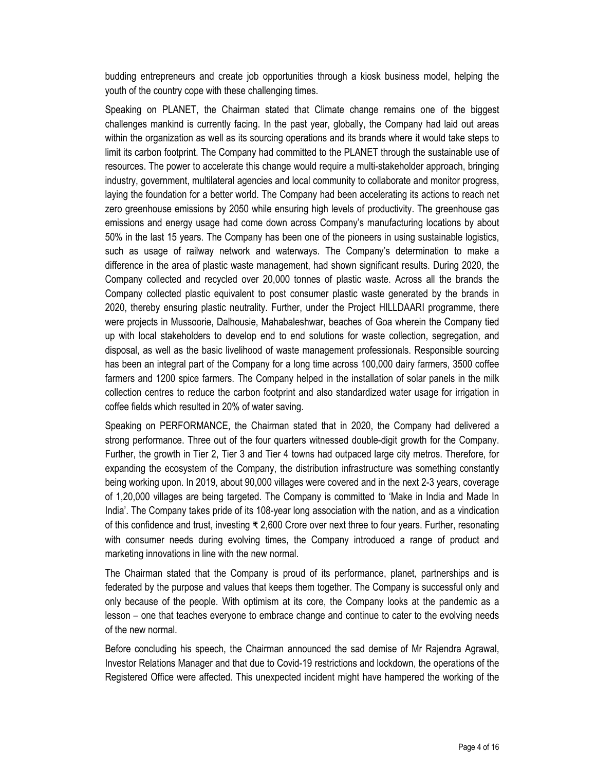budding entrepreneurs and create job opportunities through a kiosk business model, helping the youth of the country cope with these challenging times.

Speaking on PLANET, the Chairman stated that Climate change remains one of the biggest challenges mankind is currently facing. In the past year, globally, the Company had laid out areas within the organization as well as its sourcing operations and its brands where it would take steps to limit its carbon footprint. The Company had committed to the PLANET through the sustainable use of resources. The power to accelerate this change would require a multi-stakeholder approach, bringing industry, government, multilateral agencies and local community to collaborate and monitor progress, laying the foundation for a better world. The Company had been accelerating its actions to reach net zero greenhouse emissions by 2050 while ensuring high levels of productivity. The greenhouse gas emissions and energy usage had come down across Company's manufacturing locations by about 50% in the last 15 years. The Company has been one of the pioneers in using sustainable logistics, such as usage of railway network and waterways. The Company's determination to make a difference in the area of plastic waste management, had shown significant results. During 2020, the Company collected and recycled over 20,000 tonnes of plastic waste. Across all the brands the Company collected plastic equivalent to post consumer plastic waste generated by the brands in 2020, thereby ensuring plastic neutrality. Further, under the Project HILLDAARI programme, there were projects in Mussoorie, Dalhousie, Mahabaleshwar, beaches of Goa wherein the Company tied up with local stakeholders to develop end to end solutions for waste collection, segregation, and disposal, as well as the basic livelihood of waste management professionals. Responsible sourcing has been an integral part of the Company for a long time across 100,000 dairy farmers, 3500 coffee farmers and 1200 spice farmers. The Company helped in the installation of solar panels in the milk collection centres to reduce the carbon footprint and also standardized water usage for irrigation in coffee fields which resulted in 20% of water saving.

Speaking on PERFORMANCE, the Chairman stated that in 2020, the Company had delivered a strong performance. Three out of the four quarters witnessed double-digit growth for the Company. Further, the growth in Tier 2, Tier 3 and Tier 4 towns had outpaced large city metros. Therefore, for expanding the ecosystem of the Company, the distribution infrastructure was something constantly being working upon. In 2019, about 90,000 villages were covered and in the next 2-3 years, coverage of 1,20,000 villages are being targeted. The Company is committed to 'Make in India and Made In India'. The Company takes pride of its 108-year long association with the nation, and as a vindication of this confidence and trust, investing ₹ 2,600 Crore over next three to four years. Further, resonating with consumer needs during evolving times, the Company introduced a range of product and marketing innovations in line with the new normal.

The Chairman stated that the Company is proud of its performance, planet, partnerships and is federated by the purpose and values that keeps them together. The Company is successful only and only because of the people. With optimism at its core, the Company looks at the pandemic as a lesson – one that teaches everyone to embrace change and continue to cater to the evolving needs of the new normal.

Before concluding his speech, the Chairman announced the sad demise of Mr Rajendra Agrawal, Investor Relations Manager and that due to Covid-19 restrictions and lockdown, the operations of the Registered Office were affected. This unexpected incident might have hampered the working of the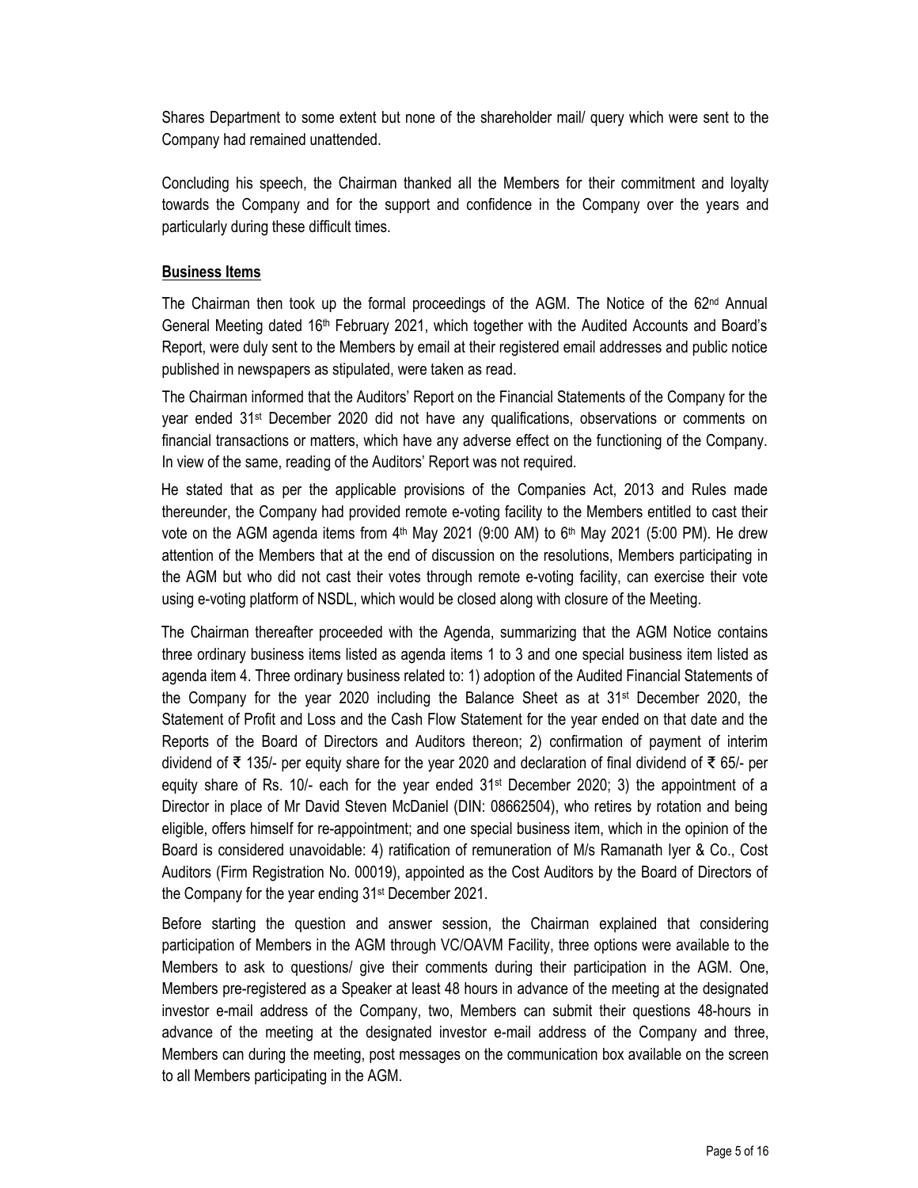Shares Department to some extent but none of the shareholder mail/ query which were sent to the Company had remained unattended.

Concluding his speech, the Chairman thanked all the Members for their commitment and loyalty towards the Company and for the support and confidence in the Company over the years and particularly during these difficult times.

**Business Items**

The Chairman then took up the formal proceedings of the AGM. The Notice of the 62nd Annual General Meeting dated 16th February 2021, which together with the Audited Accounts and Board's Report, were duly sent to the Members by email at their registered email addresses and public notice published in newspapers as stipulated, were taken as read.

The Chairman informed that the Auditors' Report on the Financial Statements of the Company for the year ended 31st December 2020 did not have any qualifications, observations or comments on financial transactions or matters, which have any adverse effect on the functioning of the Company. In view of the same, reading of the Auditors' Report was not required.

He stated that as per the applicable provisions of the Companies Act, 2013 and Rules made thereunder, the Company had provided remote e-voting facility to the Members entitled to cast their vote on the AGM agenda items from 4th May 2021 (9:00 AM) to 6th May 2021 (5:00 PM). He drew attention of the Members that at the end of discussion on the resolutions, Members participating in the AGM but who did not cast their votes through remote e-voting facility, can exercise their vote using e-voting platform of NSDL, which would be closed along with closure of the Meeting.

The Chairman thereafter proceeded with the Agenda, summarizing that the AGM Notice contains three ordinary business items listed as agenda items 1 to 3 and one special business item listed as agenda item 4. Three ordinary business related to: 1) adoption of the Audited Financial Statements of the Company for the year 2020 including the Balance Sheet as at 31st December 2020, the Statement of Profit and Loss and the Cash Flow Statement for the year ended on that date and the Reports of the Board of Directors and Auditors thereon; 2) confirmation of payment of interim dividend of ₹ 135/- per equity share for the year 2020 and declaration of final dividend of ₹ 65/- per equity share of Rs. 10/- each for the year ended 31st December 2020; 3) the appointment of a Director in place of Mr David Steven McDaniel (DIN: 08662504), who retires by rotation and being eligible, offers himself for re-appointment; and one special business item, which in the opinion of the Board is considered unavoidable: 4) ratification of remuneration of M/s Ramanath Iyer & Co., Cost Auditors (Firm Registration No. 00019), appointed as the Cost Auditors by the Board of Directors of the Company for the year ending 31st December 2021.

Before starting the question and answer session, the Chairman explained that considering participation of Members in the AGM through VC/OAVM Facility, three options were available to the Members to ask to questions/ give their comments during their participation in the AGM. One, Members pre-registered as a Speaker at least 48 hours in advance of the meeting at the designated investor e-mail address of the Company, two, Members can submit their questions 48-hours in advance of the meeting at the designated investor e-mail address of the Company and three, Members can during the meeting, post messages on the communication box available on the screen to all Members participating in the AGM.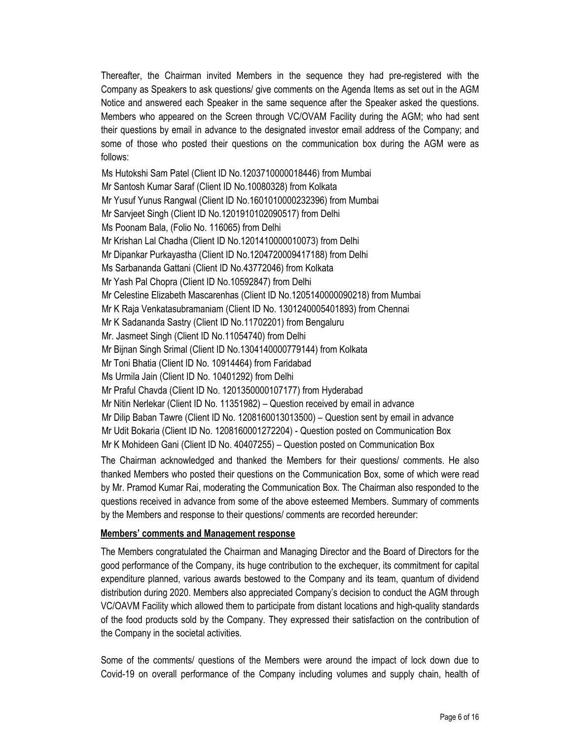Thereafter, the Chairman invited Members in the sequence they had pre-registered with the Company as Speakers to ask questions/ give comments on the Agenda Items as set out in the AGM Notice and answered each Speaker in the same sequence after the Speaker asked the questions. Members who appeared on the Screen through VC/OVAM Facility during the AGM; who had sent their questions by email in advance to the designated investor email address of the Company; and some of those who posted their questions on the communication box during the AGM were as follows:

Ms Hutokshi Sam Patel (Client ID No.1203710000018446) from Mumbai
Mr Santosh Kumar Saraf (Client ID No.10080328) from Kolkata
Mr Yusuf Yunus Rangwal (Client ID No.1601010000232396) from Mumbai
Mr Sarvjeet Singh (Client ID No.1201910102090517) from Delhi
Ms Poonam Bala, (Folio No. 116065) from Delhi
Mr Krishan Lal Chadha (Client ID No.1201410000010073) from Delhi
Mr Dipankar Purkayastha (Client ID No.1204720009417188) from Delhi
Ms Sarbananda Gattani (Client ID No.43772046) from Kolkata
Mr Yash Pal Chopra (Client ID No.10592847) from Delhi
Mr Celestine Elizabeth Mascarenhas (Client ID No.1205140000090218) from Mumbai
Mr K Raja Venkatasubramaniam (Client ID No. 1301240005401893) from Chennai
Mr K Sadananda Sastry (Client ID No.11702201) from Bengaluru
Mr. Jasmeet Singh (Client ID No.11054740) from Delhi
Mr Bijnan Singh Srimal (Client ID No.1304140000779144) from Kolkata
Mr Toni Bhatia (Client ID No. 10914464) from Faridabad
Ms Urmila Jain (Client ID No. 10401292) from Delhi
Mr Praful Chavda (Client ID No. 1201350000107177) from Hyderabad
Mr Nitin Nerlekar (Client ID No. 11351982) – Question received by email in advance
Mr Dilip Baban Tawre (Client ID No. 1208160013013500) – Question sent by email in advance
Mr Udit Bokaria (Client ID No. 1208160001272204) - Question posted on Communication Box
Mr K Mohideen Gani (Client ID No. 40407255) – Question posted on Communication Box

The Chairman acknowledged and thanked the Members for their questions/ comments. He also thanked Members who posted their questions on the Communication Box, some of which were read by Mr. Pramod Kumar Rai, moderating the Communication Box. The Chairman also responded to the questions received in advance from some of the above esteemed Members. Summary of comments by the Members and response to their questions/ comments are recorded hereunder:

**Members' comments and Management response**

The Members congratulated the Chairman and Managing Director and the Board of Directors for the good performance of the Company, its huge contribution to the exchequer, its commitment for capital expenditure planned, various awards bestowed to the Company and its team, quantum of dividend distribution during 2020. Members also appreciated Company's decision to conduct the AGM through VC/OAVM Facility which allowed them to participate from distant locations and high-quality standards of the food products sold by the Company. They expressed their satisfaction on the contribution of the Company in the societal activities.

Some of the comments/ questions of the Members were around the impact of lock down due to Covid-19 on overall performance of the Company including volumes and supply chain, health of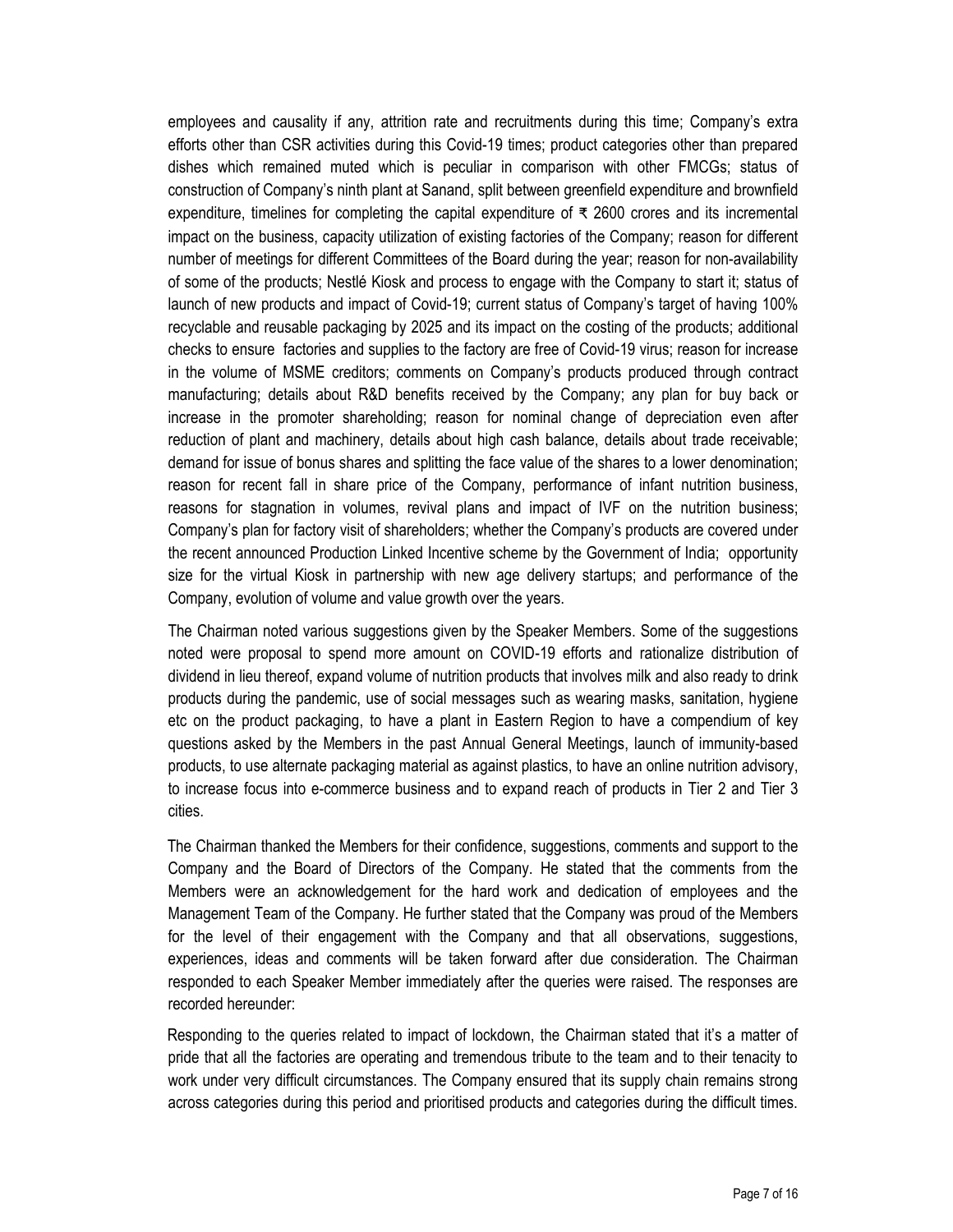employees and causality if any, attrition rate and recruitments during this time; Company's extra efforts other than CSR activities during this Covid-19 times; product categories other than prepared dishes which remained muted which is peculiar in comparison with other FMCGs; status of construction of Company's ninth plant at Sanand, split between greenfield expenditure and brownfield expenditure, timelines for completing the capital expenditure of ₹ 2600 crores and its incremental impact on the business, capacity utilization of existing factories of the Company; reason for different number of meetings for different Committees of the Board during the year; reason for non-availability of some of the products; Nestlé Kiosk and process to engage with the Company to start it; status of launch of new products and impact of Covid-19; current status of Company's target of having 100% recyclable and reusable packaging by 2025 and its impact on the costing of the products; additional checks to ensure factories and supplies to the factory are free of Covid-19 virus; reason for increase in the volume of MSME creditors; comments on Company's products produced through contract manufacturing; details about R&D benefits received by the Company; any plan for buy back or increase in the promoter shareholding; reason for nominal change of depreciation even after reduction of plant and machinery, details about high cash balance, details about trade receivable; demand for issue of bonus shares and splitting the face value of the shares to a lower denomination; reason for recent fall in share price of the Company, performance of infant nutrition business, reasons for stagnation in volumes, revival plans and impact of IVF on the nutrition business; Company's plan for factory visit of shareholders; whether the Company's products are covered under the recent announced Production Linked Incentive scheme by the Government of India; opportunity size for the virtual Kiosk in partnership with new age delivery startups; and performance of the Company, evolution of volume and value growth over the years.

The Chairman noted various suggestions given by the Speaker Members. Some of the suggestions noted were proposal to spend more amount on COVID-19 efforts and rationalize distribution of dividend in lieu thereof, expand volume of nutrition products that involves milk and also ready to drink products during the pandemic, use of social messages such as wearing masks, sanitation, hygiene etc on the product packaging, to have a plant in Eastern Region to have a compendium of key questions asked by the Members in the past Annual General Meetings, launch of immunity-based products, to use alternate packaging material as against plastics, to have an online nutrition advisory, to increase focus into e-commerce business and to expand reach of products in Tier 2 and Tier 3 cities.

The Chairman thanked the Members for their confidence, suggestions, comments and support to the Company and the Board of Directors of the Company. He stated that the comments from the Members were an acknowledgement for the hard work and dedication of employees and the Management Team of the Company. He further stated that the Company was proud of the Members for the level of their engagement with the Company and that all observations, suggestions, experiences, ideas and comments will be taken forward after due consideration. The Chairman responded to each Speaker Member immediately after the queries were raised. The responses are recorded hereunder:

Responding to the queries related to impact of lockdown, the Chairman stated that it's a matter of pride that all the factories are operating and tremendous tribute to the team and to their tenacity to work under very difficult circumstances. The Company ensured that its supply chain remains strong across categories during this period and prioritised products and categories during the difficult times.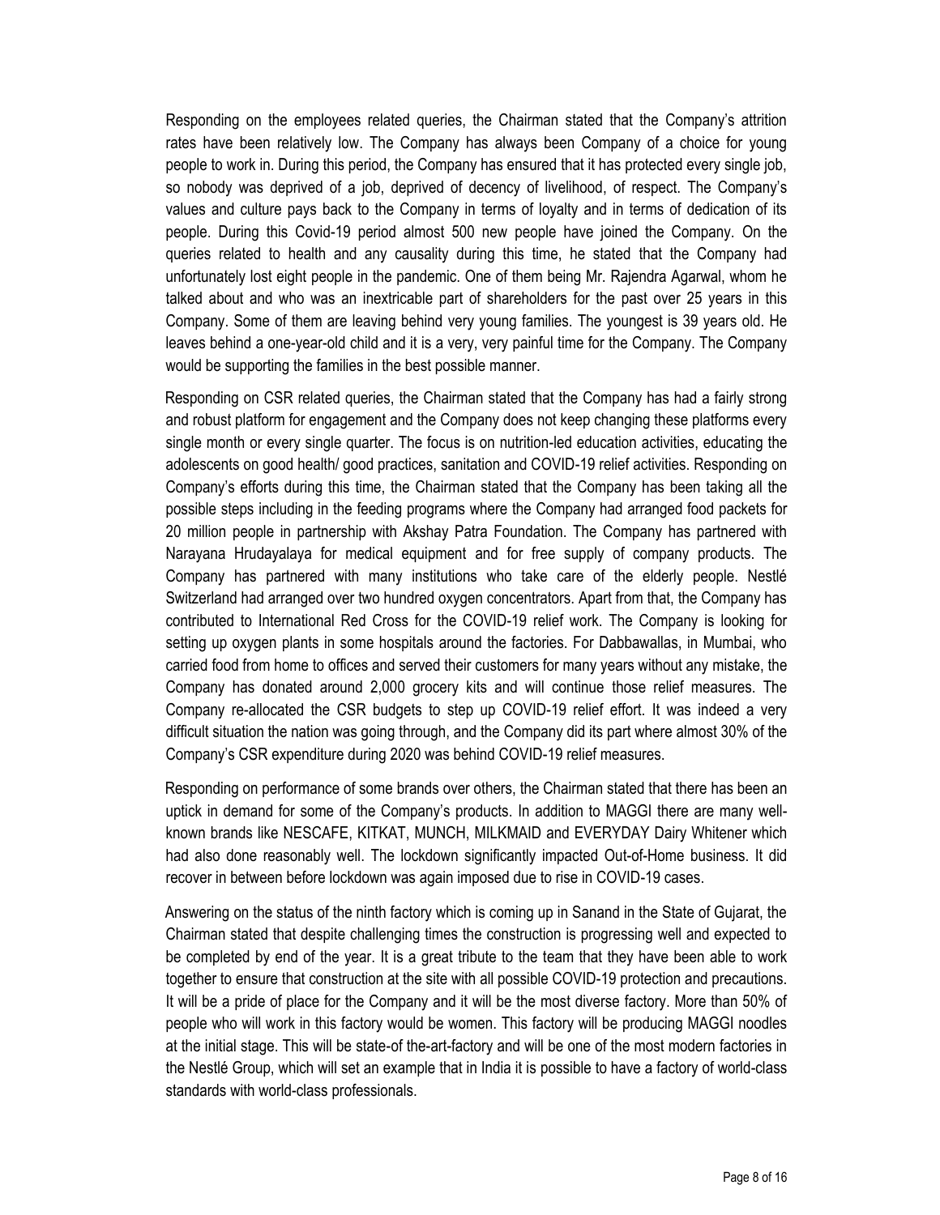Responding on the employees related queries, the Chairman stated that the Company's attrition rates have been relatively low. The Company has always been Company of a choice for young people to work in. During this period, the Company has ensured that it has protected every single job, so nobody was deprived of a job, deprived of decency of livelihood, of respect. The Company's values and culture pays back to the Company in terms of loyalty and in terms of dedication of its people. During this Covid-19 period almost 500 new people have joined the Company. On the queries related to health and any causality during this time, he stated that the Company had unfortunately lost eight people in the pandemic. One of them being Mr. Rajendra Agarwal, whom he talked about and who was an inextricable part of shareholders for the past over 25 years in this Company. Some of them are leaving behind very young families. The youngest is 39 years old. He leaves behind a one-year-old child and it is a very, very painful time for the Company. The Company would be supporting the families in the best possible manner.

Responding on CSR related queries, the Chairman stated that the Company has had a fairly strong and robust platform for engagement and the Company does not keep changing these platforms every single month or every single quarter. The focus is on nutrition-led education activities, educating the adolescents on good health/ good practices, sanitation and COVID-19 relief activities. Responding on Company's efforts during this time, the Chairman stated that the Company has been taking all the possible steps including in the feeding programs where the Company had arranged food packets for 20 million people in partnership with Akshay Patra Foundation. The Company has partnered with Narayana Hrudayalaya for medical equipment and for free supply of company products. The Company has partnered with many institutions who take care of the elderly people. Nestlé Switzerland had arranged over two hundred oxygen concentrators. Apart from that, the Company has contributed to International Red Cross for the COVID-19 relief work. The Company is looking for setting up oxygen plants in some hospitals around the factories. For Dabbawallas, in Mumbai, who carried food from home to offices and served their customers for many years without any mistake, the Company has donated around 2,000 grocery kits and will continue those relief measures. The Company re-allocated the CSR budgets to step up COVID-19 relief effort. It was indeed a very difficult situation the nation was going through, and the Company did its part where almost 30% of the Company's CSR expenditure during 2020 was behind COVID-19 relief measures.

Responding on performance of some brands over others, the Chairman stated that there has been an uptick in demand for some of the Company's products. In addition to MAGGI there are many well-known brands like NESCAFE, KITKAT, MUNCH, MILKMAID and EVERYDAY Dairy Whitener which had also done reasonably well. The lockdown significantly impacted Out-of-Home business. It did recover in between before lockdown was again imposed due to rise in COVID-19 cases.

Answering on the status of the ninth factory which is coming up in Sanand in the State of Gujarat, the Chairman stated that despite challenging times the construction is progressing well and expected to be completed by end of the year. It is a great tribute to the team that they have been able to work together to ensure that construction at the site with all possible COVID-19 protection and precautions. It will be a pride of place for the Company and it will be the most diverse factory. More than 50% of people who will work in this factory would be women. This factory will be producing MAGGI noodles at the initial stage. This will be state-of the-art-factory and will be one of the most modern factories in the Nestlé Group, which will set an example that in India it is possible to have a factory of world-class standards with world-class professionals.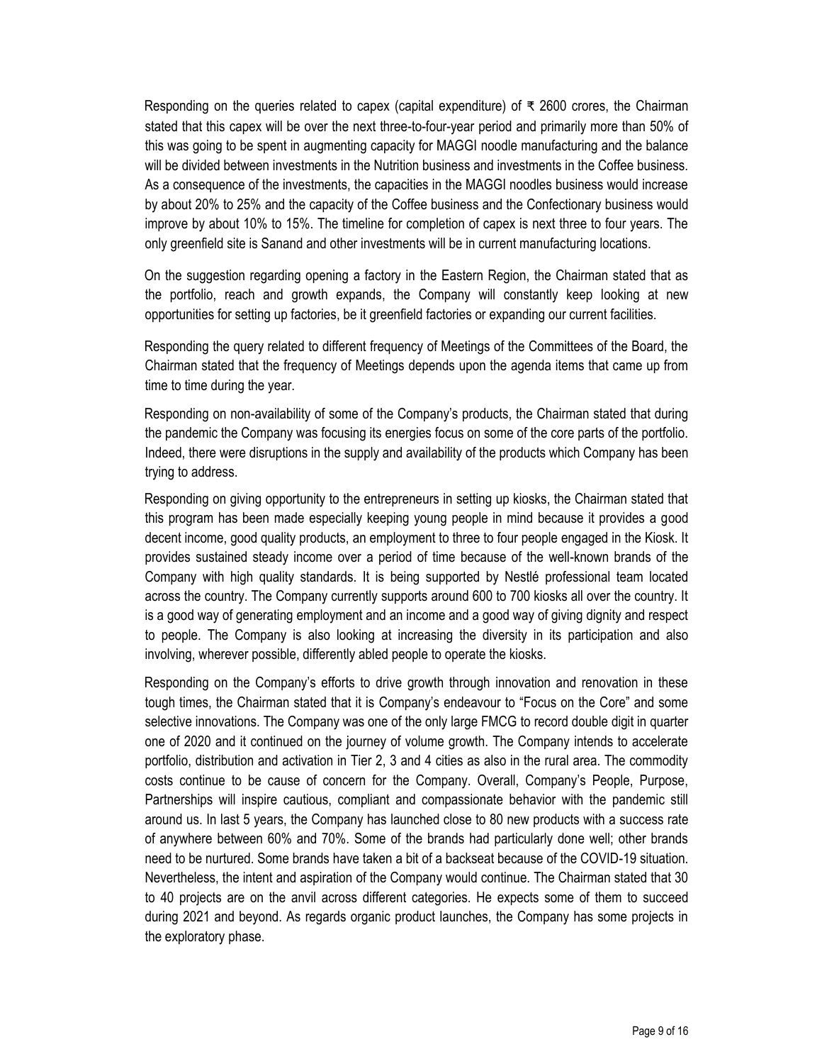Responding on the queries related to capex (capital expenditure) of ₹ 2600 crores, the Chairman stated that this capex will be over the next three-to-four-year period and primarily more than 50% of this was going to be spent in augmenting capacity for MAGGI noodle manufacturing and the balance will be divided between investments in the Nutrition business and investments in the Coffee business. As a consequence of the investments, the capacities in the MAGGI noodles business would increase by about 20% to 25% and the capacity of the Coffee business and the Confectionary business would improve by about 10% to 15%. The timeline for completion of capex is next three to four years. The only greenfield site is Sanand and other investments will be in current manufacturing locations.

On the suggestion regarding opening a factory in the Eastern Region, the Chairman stated that as the portfolio, reach and growth expands, the Company will constantly keep looking at new opportunities for setting up factories, be it greenfield factories or expanding our current facilities.

Responding the query related to different frequency of Meetings of the Committees of the Board, the Chairman stated that the frequency of Meetings depends upon the agenda items that came up from time to time during the year.

Responding on non-availability of some of the Company's products, the Chairman stated that during the pandemic the Company was focusing its energies focus on some of the core parts of the portfolio. Indeed, there were disruptions in the supply and availability of the products which Company has been trying to address.

Responding on giving opportunity to the entrepreneurs in setting up kiosks, the Chairman stated that this program has been made especially keeping young people in mind because it provides a good decent income, good quality products, an employment to three to four people engaged in the Kiosk. It provides sustained steady income over a period of time because of the well-known brands of the Company with high quality standards. It is being supported by Nestlé professional team located across the country. The Company currently supports around 600 to 700 kiosks all over the country. It is a good way of generating employment and an income and a good way of giving dignity and respect to people. The Company is also looking at increasing the diversity in its participation and also involving, wherever possible, differently abled people to operate the kiosks.

Responding on the Company's efforts to drive growth through innovation and renovation in these tough times, the Chairman stated that it is Company's endeavour to "Focus on the Core" and some selective innovations. The Company was one of the only large FMCG to record double digit in quarter one of 2020 and it continued on the journey of volume growth. The Company intends to accelerate portfolio, distribution and activation in Tier 2, 3 and 4 cities as also in the rural area. The commodity costs continue to be cause of concern for the Company. Overall, Company's People, Purpose, Partnerships will inspire cautious, compliant and compassionate behavior with the pandemic still around us. In last 5 years, the Company has launched close to 80 new products with a success rate of anywhere between 60% and 70%. Some of the brands had particularly done well; other brands need to be nurtured. Some brands have taken a bit of a backseat because of the COVID-19 situation. Nevertheless, the intent and aspiration of the Company would continue. The Chairman stated that 30 to 40 projects are on the anvil across different categories. He expects some of them to succeed during 2021 and beyond. As regards organic product launches, the Company has some projects in the exploratory phase.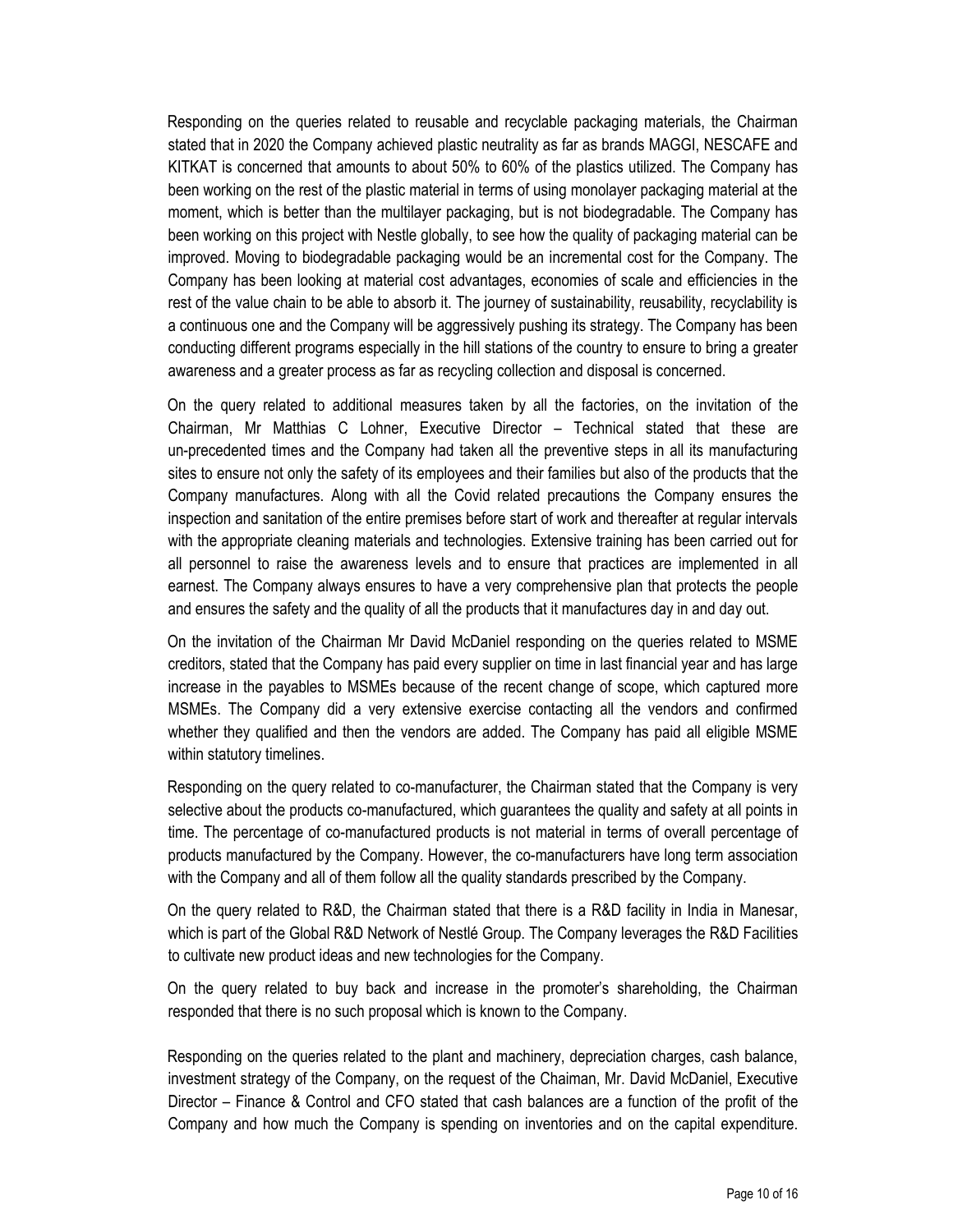Responding on the queries related to reusable and recyclable packaging materials, the Chairman stated that in 2020 the Company achieved plastic neutrality as far as brands MAGGI, NESCAFE and KITKAT is concerned that amounts to about 50% to 60% of the plastics utilized. The Company has been working on the rest of the plastic material in terms of using monolayer packaging material at the moment, which is better than the multilayer packaging, but is not biodegradable. The Company has been working on this project with Nestle globally, to see how the quality of packaging material can be improved. Moving to biodegradable packaging would be an incremental cost for the Company. The Company has been looking at material cost advantages, economies of scale and efficiencies in the rest of the value chain to be able to absorb it. The journey of sustainability, reusability, recyclability is a continuous one and the Company will be aggressively pushing its strategy. The Company has been conducting different programs especially in the hill stations of the country to ensure to bring a greater awareness and a greater process as far as recycling collection and disposal is concerned.

On the query related to additional measures taken by all the factories, on the invitation of the Chairman, Mr Matthias C Lohner, Executive Director – Technical stated that these are un-precedented times and the Company had taken all the preventive steps in all its manufacturing sites to ensure not only the safety of its employees and their families but also of the products that the Company manufactures. Along with all the Covid related precautions the Company ensures the inspection and sanitation of the entire premises before start of work and thereafter at regular intervals with the appropriate cleaning materials and technologies. Extensive training has been carried out for all personnel to raise the awareness levels and to ensure that practices are implemented in all earnest. The Company always ensures to have a very comprehensive plan that protects the people and ensures the safety and the quality of all the products that it manufactures day in and day out.

On the invitation of the Chairman Mr David McDaniel responding on the queries related to MSME creditors, stated that the Company has paid every supplier on time in last financial year and has large increase in the payables to MSMEs because of the recent change of scope, which captured more MSMEs. The Company did a very extensive exercise contacting all the vendors and confirmed whether they qualified and then the vendors are added. The Company has paid all eligible MSME within statutory timelines.

Responding on the query related to co-manufacturer, the Chairman stated that the Company is very selective about the products co-manufactured, which guarantees the quality and safety at all points in time. The percentage of co-manufactured products is not material in terms of overall percentage of products manufactured by the Company. However, the co-manufacturers have long term association with the Company and all of them follow all the quality standards prescribed by the Company.

On the query related to R&D, the Chairman stated that there is a R&D facility in India in Manesar, which is part of the Global R&D Network of Nestlé Group. The Company leverages the R&D Facilities to cultivate new product ideas and new technologies for the Company.

On the query related to buy back and increase in the promoter's shareholding, the Chairman responded that there is no such proposal which is known to the Company.

Responding on the queries related to the plant and machinery, depreciation charges, cash balance, investment strategy of the Company, on the request of the Chaiman, Mr. David McDaniel, Executive Director – Finance & Control and CFO stated that cash balances are a function of the profit of the Company and how much the Company is spending on inventories and on the capital expenditure.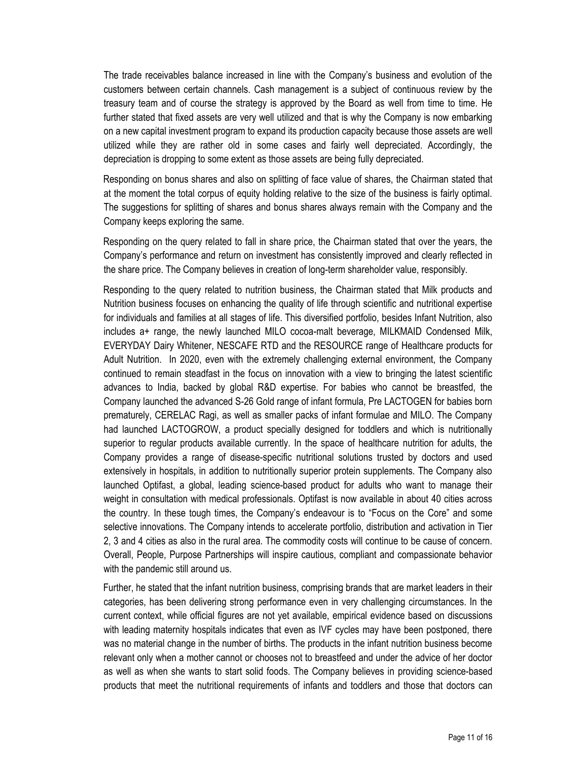The trade receivables balance increased in line with the Company's business and evolution of the customers between certain channels. Cash management is a subject of continuous review by the treasury team and of course the strategy is approved by the Board as well from time to time. He further stated that fixed assets are very well utilized and that is why the Company is now embarking on a new capital investment program to expand its production capacity because those assets are well utilized while they are rather old in some cases and fairly well depreciated. Accordingly, the depreciation is dropping to some extent as those assets are being fully depreciated.

Responding on bonus shares and also on splitting of face value of shares, the Chairman stated that at the moment the total corpus of equity holding relative to the size of the business is fairly optimal. The suggestions for splitting of shares and bonus shares always remain with the Company and the Company keeps exploring the same.

Responding on the query related to fall in share price, the Chairman stated that over the years, the Company's performance and return on investment has consistently improved and clearly reflected in the share price. The Company believes in creation of long-term shareholder value, responsibly.

Responding to the query related to nutrition business, the Chairman stated that Milk products and Nutrition business focuses on enhancing the quality of life through scientific and nutritional expertise for individuals and families at all stages of life. This diversified portfolio, besides Infant Nutrition, also includes a+ range, the newly launched MILO cocoa-malt beverage, MILKMAID Condensed Milk, EVERYDAY Dairy Whitener, NESCAFE RTD and the RESOURCE range of Healthcare products for Adult Nutrition. In 2020, even with the extremely challenging external environment, the Company continued to remain steadfast in the focus on innovation with a view to bringing the latest scientific advances to India, backed by global R&D expertise. For babies who cannot be breastfed, the Company launched the advanced S-26 Gold range of infant formula, Pre LACTOGEN for babies born prematurely, CERELAC Ragi, as well as smaller packs of infant formulae and MILO. The Company had launched LACTOGROW, a product specially designed for toddlers and which is nutritionally superior to regular products available currently. In the space of healthcare nutrition for adults, the Company provides a range of disease-specific nutritional solutions trusted by doctors and used extensively in hospitals, in addition to nutritionally superior protein supplements. The Company also launched Optifast, a global, leading science-based product for adults who want to manage their weight in consultation with medical professionals. Optifast is now available in about 40 cities across the country. In these tough times, the Company's endeavour is to "Focus on the Core" and some selective innovations. The Company intends to accelerate portfolio, distribution and activation in Tier 2, 3 and 4 cities as also in the rural area. The commodity costs will continue to be cause of concern. Overall, People, Purpose Partnerships will inspire cautious, compliant and compassionate behavior with the pandemic still around us.

Further, he stated that the infant nutrition business, comprising brands that are market leaders in their categories, has been delivering strong performance even in very challenging circumstances. In the current context, while official figures are not yet available, empirical evidence based on discussions with leading maternity hospitals indicates that even as IVF cycles may have been postponed, there was no material change in the number of births. The products in the infant nutrition business become relevant only when a mother cannot or chooses not to breastfeed and under the advice of her doctor as well as when she wants to start solid foods. The Company believes in providing science-based products that meet the nutritional requirements of infants and toddlers and those that doctors can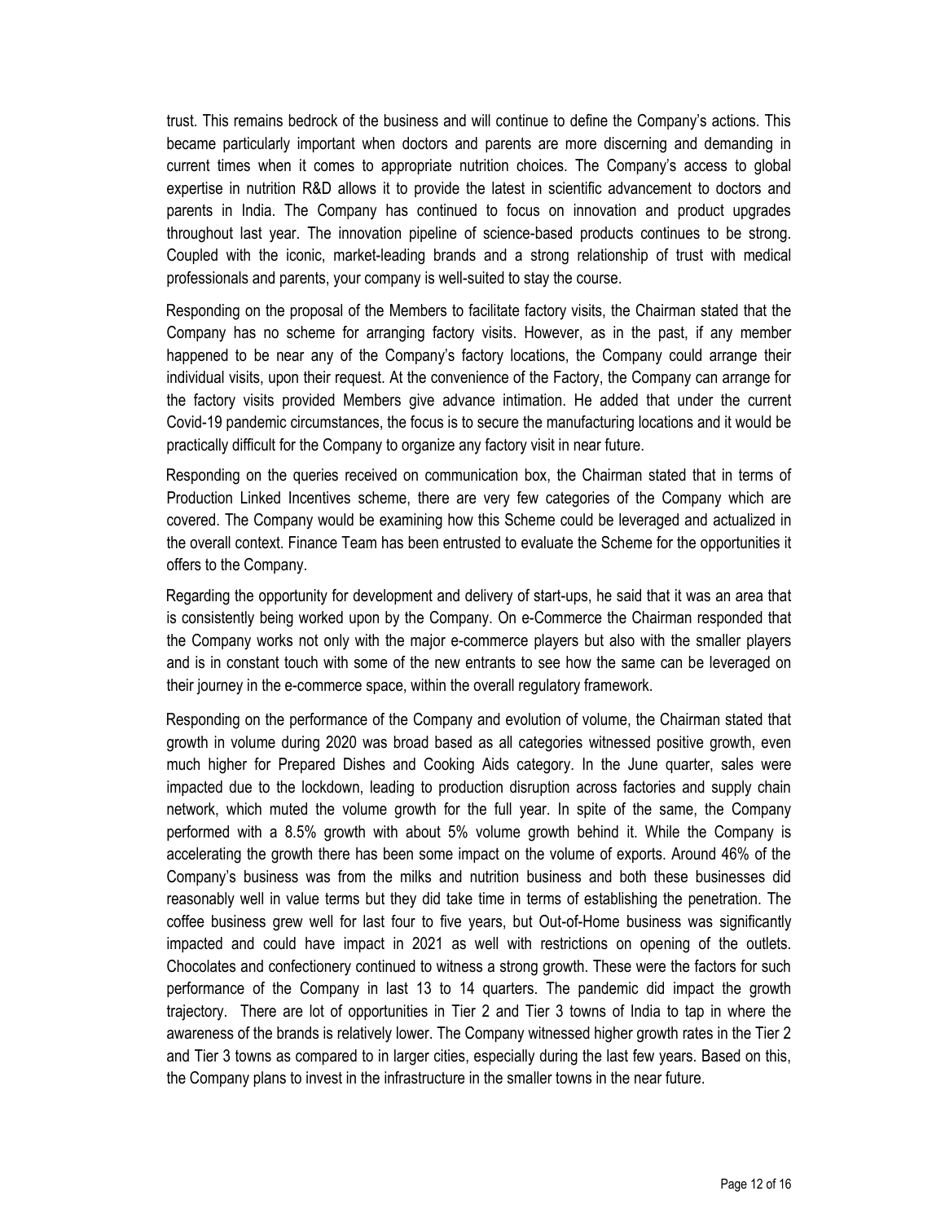trust. This remains bedrock of the business and will continue to define the Company's actions. This became particularly important when doctors and parents are more discerning and demanding in current times when it comes to appropriate nutrition choices. The Company's access to global expertise in nutrition R&D allows it to provide the latest in scientific advancement to doctors and parents in India. The Company has continued to focus on innovation and product upgrades throughout last year. The innovation pipeline of science-based products continues to be strong. Coupled with the iconic, market-leading brands and a strong relationship of trust with medical professionals and parents, your company is well-suited to stay the course.

Responding on the proposal of the Members to facilitate factory visits, the Chairman stated that the Company has no scheme for arranging factory visits. However, as in the past, if any member happened to be near any of the Company's factory locations, the Company could arrange their individual visits, upon their request. At the convenience of the Factory, the Company can arrange for the factory visits provided Members give advance intimation. He added that under the current Covid-19 pandemic circumstances, the focus is to secure the manufacturing locations and it would be practically difficult for the Company to organize any factory visit in near future.

Responding on the queries received on communication box, the Chairman stated that in terms of Production Linked Incentives scheme, there are very few categories of the Company which are covered. The Company would be examining how this Scheme could be leveraged and actualized in the overall context. Finance Team has been entrusted to evaluate the Scheme for the opportunities it offers to the Company.

Regarding the opportunity for development and delivery of start-ups, he said that it was an area that is consistently being worked upon by the Company. On e-Commerce the Chairman responded that the Company works not only with the major e-commerce players but also with the smaller players and is in constant touch with some of the new entrants to see how the same can be leveraged on their journey in the e-commerce space, within the overall regulatory framework.

Responding on the performance of the Company and evolution of volume, the Chairman stated that growth in volume during 2020 was broad based as all categories witnessed positive growth, even much higher for Prepared Dishes and Cooking Aids category. In the June quarter, sales were impacted due to the lockdown, leading to production disruption across factories and supply chain network, which muted the volume growth for the full year. In spite of the same, the Company performed with a 8.5% growth with about 5% volume growth behind it. While the Company is accelerating the growth there has been some impact on the volume of exports. Around 46% of the Company's business was from the milks and nutrition business and both these businesses did reasonably well in value terms but they did take time in terms of establishing the penetration. The coffee business grew well for last four to five years, but Out-of-Home business was significantly impacted and could have impact in 2021 as well with restrictions on opening of the outlets. Chocolates and confectionery continued to witness a strong growth. These were the factors for such performance of the Company in last 13 to 14 quarters. The pandemic did impact the growth trajectory. There are lot of opportunities in Tier 2 and Tier 3 towns of India to tap in where the awareness of the brands is relatively lower. The Company witnessed higher growth rates in the Tier 2 and Tier 3 towns as compared to in larger cities, especially during the last few years. Based on this, the Company plans to invest in the infrastructure in the smaller towns in the near future.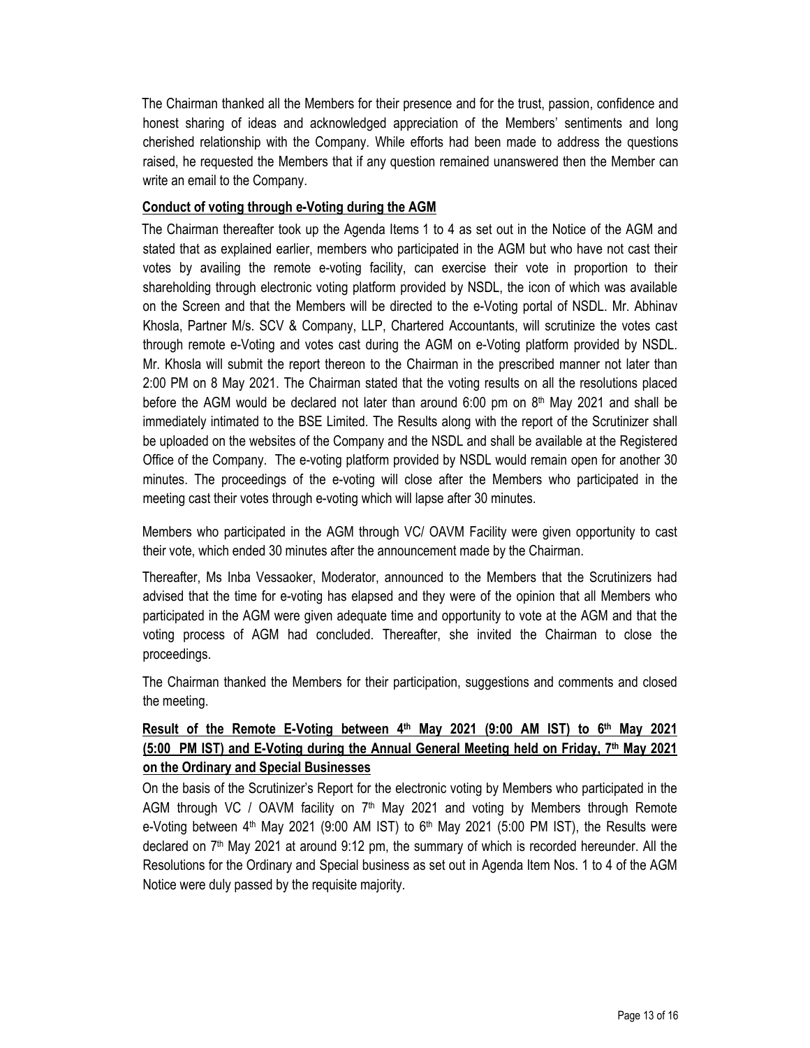The Chairman thanked all the Members for their presence and for the trust, passion, confidence and honest sharing of ideas and acknowledged appreciation of the Members' sentiments and long cherished relationship with the Company. While efforts had been made to address the questions raised, he requested the Members that if any question remained unanswered then the Member can write an email to the Company.

**Conduct of voting through e-Voting during the AGM**

The Chairman thereafter took up the Agenda Items 1 to 4 as set out in the Notice of the AGM and stated that as explained earlier, members who participated in the AGM but who have not cast their votes by availing the remote e-voting facility, can exercise their vote in proportion to their shareholding through electronic voting platform provided by NSDL, the icon of which was available on the Screen and that the Members will be directed to the e-Voting portal of NSDL. Mr. Abhinav Khosla, Partner M/s. SCV & Company, LLP, Chartered Accountants, will scrutinize the votes cast through remote e-Voting and votes cast during the AGM on e-Voting platform provided by NSDL. Mr. Khosla will submit the report thereon to the Chairman in the prescribed manner not later than 2:00 PM on 8 May 2021. The Chairman stated that the voting results on all the resolutions placed before the AGM would be declared not later than around 6:00 pm on 8th May 2021 and shall be immediately intimated to the BSE Limited. The Results along with the report of the Scrutinizer shall be uploaded on the websites of the Company and the NSDL and shall be available at the Registered Office of the Company. The e-voting platform provided by NSDL would remain open for another 30 minutes. The proceedings of the e-voting will close after the Members who participated in the meeting cast their votes through e-voting which will lapse after 30 minutes.

Members who participated in the AGM through VC/ OAVM Facility were given opportunity to cast their vote, which ended 30 minutes after the announcement made by the Chairman.

Thereafter, Ms Inba Vessaoker, Moderator, announced to the Members that the Scrutinizers had advised that the time for e-voting has elapsed and they were of the opinion that all Members who participated in the AGM were given adequate time and opportunity to vote at the AGM and that the voting process of AGM had concluded. Thereafter, she invited the Chairman to close the proceedings.

The Chairman thanked the Members for their participation, suggestions and comments and closed the meeting.

**Result of the Remote E-Voting between 4th May 2021 (9:00 AM IST) to 6th May 2021 (5:00 PM IST) and E-Voting during the Annual General Meeting held on Friday, 7th May 2021 on the Ordinary and Special Businesses**

On the basis of the Scrutinizer's Report for the electronic voting by Members who participated in the AGM through VC / OAVM facility on 7th May 2021 and voting by Members through Remote e-Voting between 4th May 2021 (9:00 AM IST) to 6th May 2021 (5:00 PM IST), the Results were declared on 7th May 2021 at around 9:12 pm, the summary of which is recorded hereunder. All the Resolutions for the Ordinary and Special business as set out in Agenda Item Nos. 1 to 4 of the AGM Notice were duly passed by the requisite majority.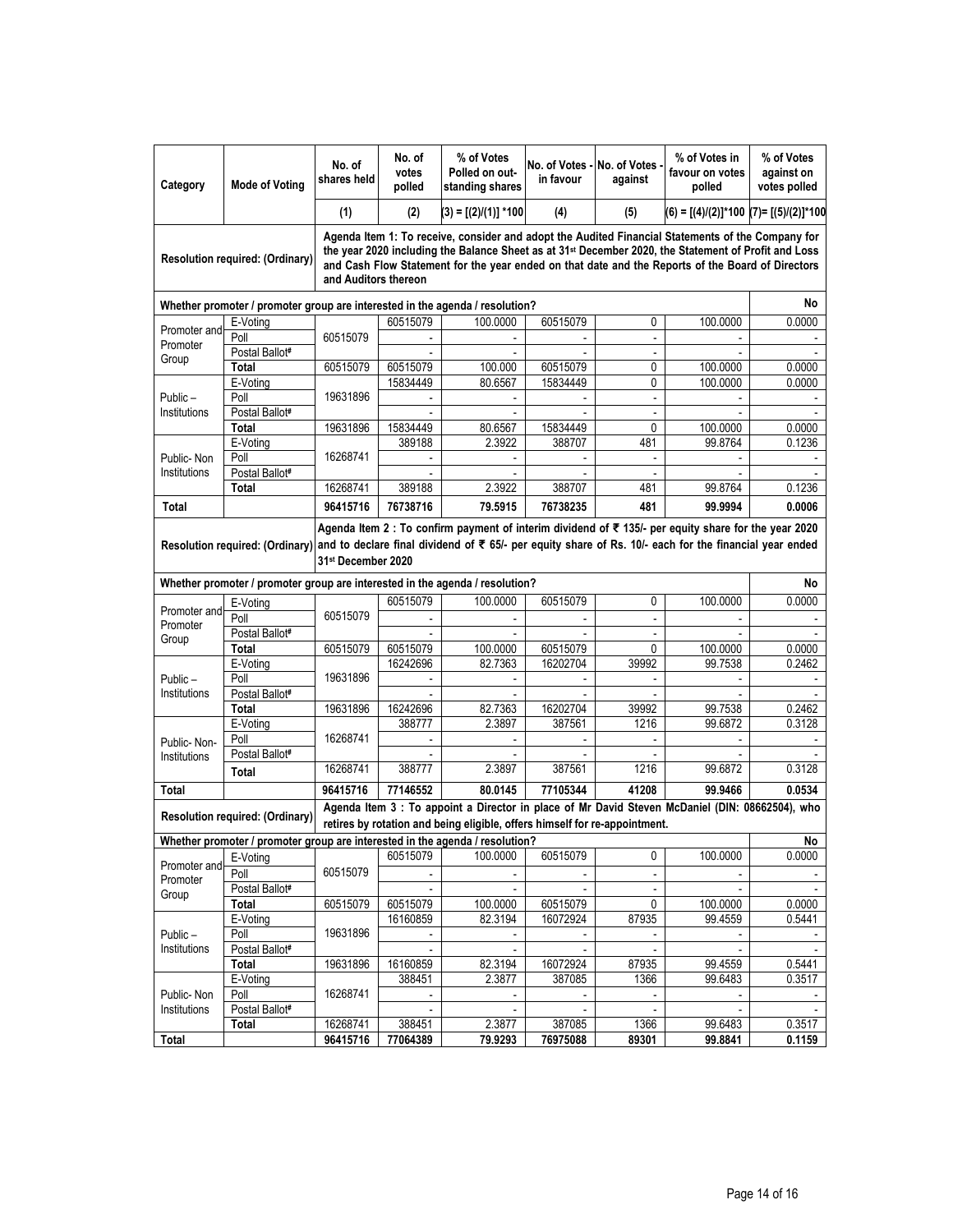| Category | Mode of Voting | No. of shares held | No. of votes polled | % of Votes Polled on out-standing shares | No. of Votes - in favour | No. of Votes - against | % of Votes in favour on votes polled | % of Votes against on votes polled |
|---|---|---|---|---|---|---|---|---|
| | | (1) | (2) | (3) = [(2)/(1)] *100 | (4) | (5) | (6) = [(4)/(2)]*100 | (7)= [(5)/(2)]*100 |
| **Resolution required: (Ordinary)** | | **Agenda Item 1: To receive, consider and adopt the Audited Financial Statements of the Company for the year 2020 including the Balance Sheet as at 31st December 2020, the Statement of Profit and Loss and Cash Flow Statement for the year ended on that date and the Reports of the Board of Directors and Auditors thereon** | | | | | | |
| **Whether promoter / promoter group are interested in the agenda / resolution?** | | | | | | | | **No** |
| Promoter and Promoter Group | E-Voting | 60515079 | 60515079 | 100.0000 | 60515079 | 0 | 100.0000 | 0.0000 |
| | Poll | | - | - | - | - | - | - |
| | Postal Ballot# | | - | - | - | - | - | - |
| | **Total** | 60515079 | 60515079 | 100.000 | 60515079 | 0 | 100.0000 | 0.0000 |
| Public – Institutions | E-Voting | 19631896 | 15834449 | 80.6567 | 15834449 | 0 | 100.0000 | 0.0000 |
| | Poll | | - | - | - | - | - | - |
| | Postal Ballot# | | - | - | - | - | - | - |
| | **Total** | 19631896 | 15834449 | 80.6567 | 15834449 | 0 | 100.0000 | 0.0000 |
| Public- Non Institutions | E-Voting | 16268741 | 389188 | 2.3922 | 388707 | 481 | 99.8764 | 0.1236 |
| | Poll | | - | - | - | - | - | - |
| | Postal Ballot# | | - | - | - | - | - | - |
| | **Total** | 16268741 | 389188 | 2.3922 | 388707 | 481 | 99.8764 | 0.1236 |
| **Total** | | **96415716** | **76738716** | **79.5915** | **76738235** | **481** | **99.9994** | **0.0006** |
| **Resolution required: (Ordinary)** | | **Agenda Item 2 : To confirm payment of interim dividend of ₹ 135/- per equity share for the year 2020 and to declare final dividend of ₹ 65/- per equity share of Rs. 10/- each for the financial year ended 31st December 2020** | | | | | | |
| **Whether promoter / promoter group are interested in the agenda / resolution?** | | | | | | | | **No** |
| Promoter and Promoter Group | E-Voting | 60515079 | 60515079 | 100.0000 | 60515079 | 0 | 100.0000 | 0.0000 |
| | Poll | | - | - | - | - | - | - |
| | Postal Ballot# | | - | - | - | - | - | - |
| | **Total** | 60515079 | 60515079 | 100.0000 | 60515079 | 0 | 100.0000 | 0.0000 |
| Public – Institutions | E-Voting | 19631896 | 16242696 | 82.7363 | 16202704 | 39992 | 99.7538 | 0.2462 |
| | Poll | | - | - | - | - | - | - |
| | Postal Ballot# | | - | - | - | - | - | - |
| | **Total** | 19631896 | 16242696 | 82.7363 | 16202704 | 39992 | 99.7538 | 0.2462 |
| Public- Non-Institutions | E-Voting | 16268741 | 388777 | 2.3897 | 387561 | 1216 | 99.6872 | 0.3128 |
| | Poll | | - | - | - | - | - | - |
| | Postal Ballot# | | - | - | - | - | - | - |
| | **Total** | 16268741 | 388777 | 2.3897 | 387561 | 1216 | 99.6872 | 0.3128 |
| **Total** | | **96415716** | **77146552** | **80.0145** | **77105344** | **41208** | **99.9466** | **0.0534** |
| **Resolution required: (Ordinary)** | | **Agenda Item 3 : To appoint a Director in place of Mr David Steven McDaniel (DIN: 08662504), who retires by rotation and being eligible, offers himself for re-appointment.** | | | | | | |
| **Whether promoter / promoter group are interested in the agenda / resolution?** | | | | | | | | **No** |
| Promoter and Promoter Group | E-Voting | 60515079 | 60515079 | 100.0000 | 60515079 | 0 | 100.0000 | 0.0000 |
| | Poll | | - | - | - | - | - | - |
| | Postal Ballot# | | - | - | - | - | - | - |
| | **Total** | 60515079 | 60515079 | 100.0000 | 60515079 | 0 | 100.0000 | 0.0000 |
| Public – Institutions | E-Voting | 19631896 | 16160859 | 82.3194 | 16072924 | 87935 | 99.4559 | 0.5441 |
| | Poll | | - | - | - | - | - | - |
| | Postal Ballot# | | - | - | - | - | - | - |
| | **Total** | 19631896 | 16160859 | 82.3194 | 16072924 | 87935 | 99.4559 | 0.5441 |
| Public- Non Institutions | E-Voting | 16268741 | 388451 | 2.3877 | 387085 | 1366 | 99.6483 | 0.3517 |
| | Poll | | - | - | - | - | - | - |
| | Postal Ballot# | | - | - | - | - | - | - |
| | **Total** | 16268741 | 388451 | 2.3877 | 387085 | 1366 | 99.6483 | 0.3517 |
| **Total** | | **96415716** | **77064389** | **79.9293** | **76975088** | **89301** | **99.8841** | **0.1159** |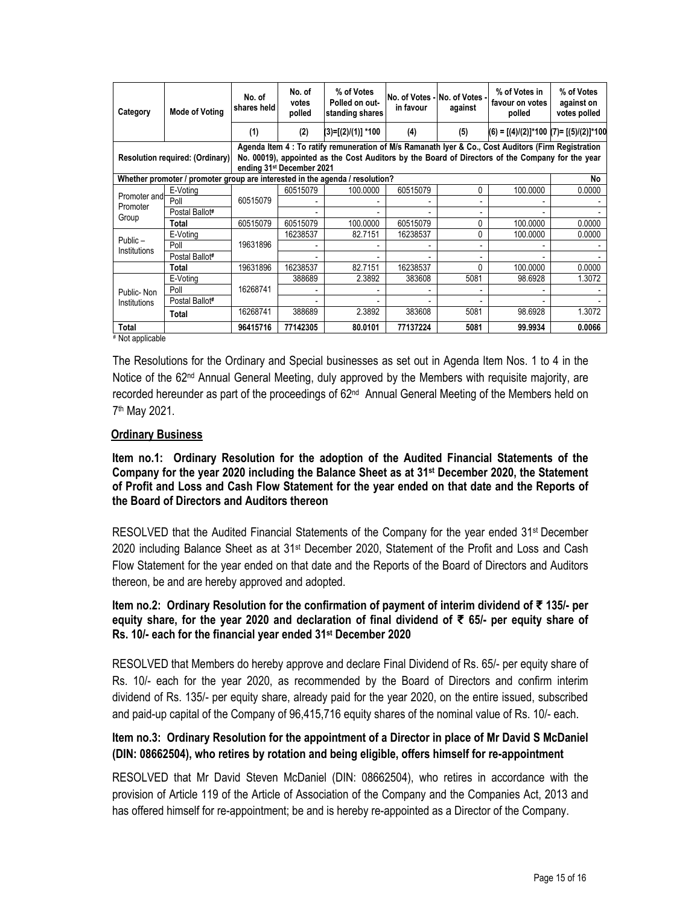| Category | Mode of Voting | No. of shares held | No. of votes polled | % of Votes Polled on out-standing shares | No. of Votes - in favour | No. of Votes - against | % of Votes in favour on votes polled | % of Votes against on votes polled |
|---|---|---|---|---|---|---|---|---|
| | | (1) | (2) | (3)=[(2)/(1)] *100 | (4) | (5) | (6) = [(4)/(2)]*100 | (7)= [(5)/(2)]*100 |
| Resolution required: (Ordinary) | | Agenda Item 4 : To ratify remuneration of M/s Ramanath Iyer & Co., Cost Auditors (Firm Registration No. 00019), appointed as the Cost Auditors by the Board of Directors of the Company for the year ending 31st December 2021 | | | | | | |
| Whether promoter / promoter group are interested in the agenda / resolution? | | | | | | | | No |
| Promoter and Promoter Group | E-Voting | 60515079 | 60515079 | 100.0000 | 60515079 | 0 | 100.0000 | 0.0000 |
| | Poll | | - | - | - | - | - | - |
| | Postal Ballot# | | - | - | - | - | - | - |
| | Total | 60515079 | 60515079 | 100.0000 | 60515079 | 0 | 100.0000 | 0.0000 |
| Public – Institutions | E-Voting | 19631896 | 16238537 | 82.7151 | 16238537 | 0 | 100.0000 | 0.0000 |
| | Poll | | - | - | - | - | - | - |
| | Postal Ballot# | | - | - | - | - | - | - |
| | Total | 19631896 | 16238537 | 82.7151 | 16238537 | 0 | 100.0000 | 0.0000 |
| Public- Non Institutions | E-Voting | 16268741 | 388689 | 2.3892 | 383608 | 5081 | 98.6928 | 1.3072 |
| | Poll | | - | - | - | - | - | - |
| | Postal Ballot# | | - | - | - | - | - | - |
| | Total | 16268741 | 388689 | 2.3892 | 383608 | 5081 | 98.6928 | 1.3072 |
| Total | | 96415716 | 77142305 | 80.0101 | 77137224 | 5081 | 99.9934 | 0.0066 |

# Not applicable

The Resolutions for the Ordinary and Special businesses as set out in Agenda Item Nos. 1 to 4 in the Notice of the 62nd Annual General Meeting, duly approved by the Members with requisite majority, are recorded hereunder as part of the proceedings of 62nd Annual General Meeting of the Members held on 7th May 2021.

## Ordinary Business

**Item no.1: Ordinary Resolution for the adoption of the Audited Financial Statements of the Company for the year 2020 including the Balance Sheet as at 31st December 2020, the Statement of Profit and Loss and Cash Flow Statement for the year ended on that date and the Reports of the Board of Directors and Auditors thereon**

RESOLVED that the Audited Financial Statements of the Company for the year ended 31st December 2020 including Balance Sheet as at 31st December 2020, Statement of the Profit and Loss and Cash Flow Statement for the year ended on that date and the Reports of the Board of Directors and Auditors thereon, be and are hereby approved and adopted.

**Item no.2: Ordinary Resolution for the confirmation of payment of interim dividend of ₹ 135/- per equity share, for the year 2020 and declaration of final dividend of ₹ 65/- per equity share of Rs. 10/- each for the financial year ended 31st December 2020**

RESOLVED that Members do hereby approve and declare Final Dividend of Rs. 65/- per equity share of Rs. 10/- each for the year 2020, as recommended by the Board of Directors and confirm interim dividend of Rs. 135/- per equity share, already paid for the year 2020, on the entire issued, subscribed and paid-up capital of the Company of 96,415,716 equity shares of the nominal value of Rs. 10/- each.

**Item no.3: Ordinary Resolution for the appointment of a Director in place of Mr David S McDaniel (DIN: 08662504), who retires by rotation and being eligible, offers himself for re-appointment**

RESOLVED that Mr David Steven McDaniel (DIN: 08662504), who retires in accordance with the provision of Article 119 of the Article of Association of the Company and the Companies Act, 2013 and has offered himself for re-appointment; be and is hereby re-appointed as a Director of the Company.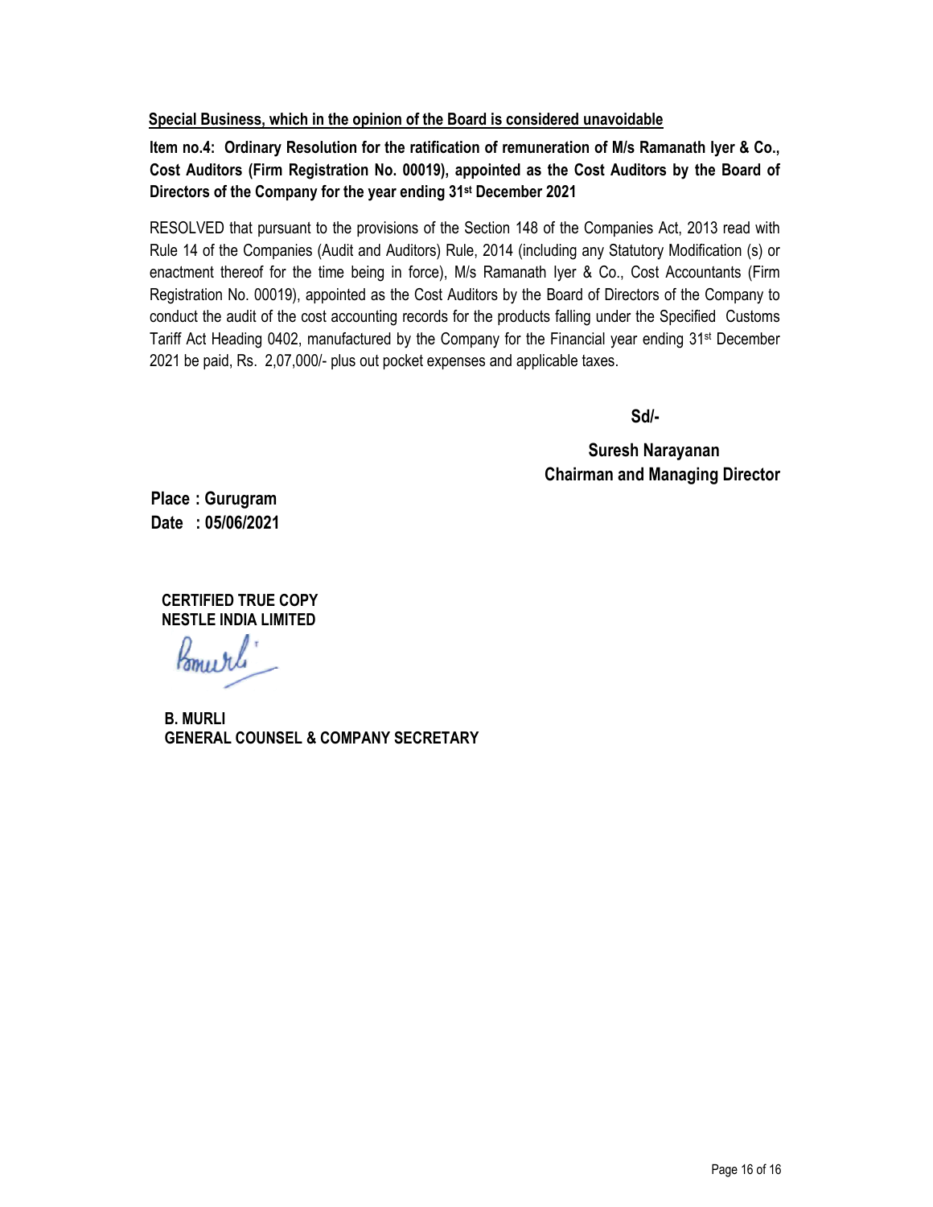**Special Business, which in the opinion of the Board is considered unavoidable**

**Item no.4: Ordinary Resolution for the ratification of remuneration of M/s Ramanath Iyer & Co., Cost Auditors (Firm Registration No. 00019), appointed as the Cost Auditors by the Board of Directors of the Company for the year ending 31st December 2021**

RESOLVED that pursuant to the provisions of the Section 148 of the Companies Act, 2013 read with Rule 14 of the Companies (Audit and Auditors) Rule, 2014 (including any Statutory Modification (s) or enactment thereof for the time being in force), M/s Ramanath Iyer & Co., Cost Accountants (Firm Registration No. 00019), appointed as the Cost Auditors by the Board of Directors of the Company to conduct the audit of the cost accounting records for the products falling under the Specified Customs Tariff Act Heading 0402, manufactured by the Company for the Financial year ending 31st December 2021 be paid, Rs. 2,07,000/- plus out pocket expenses and applicable taxes.

**Sd/-**

**Suresh Narayanan**
**Chairman and Managing Director**

**Place : Gurugram**
**Date : 05/06/2021**

**CERTIFIED TRUE COPY**
**NESTLE INDIA LIMITED**

**B. MURLI**
**GENERAL COUNSEL & COMPANY SECRETARY**